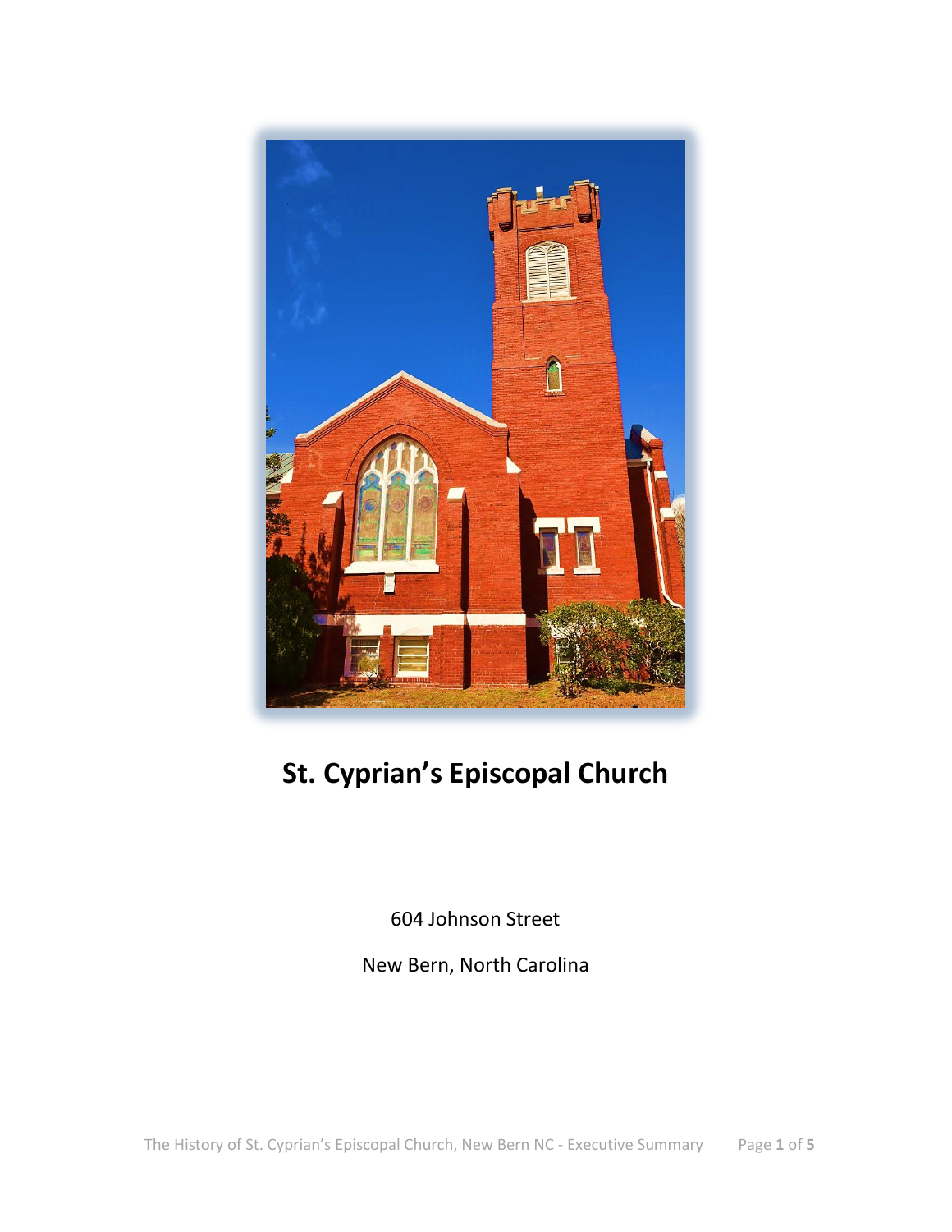# St. Cyprian's Episcopal Church

604 Johnson Street

New Bern, North Carolina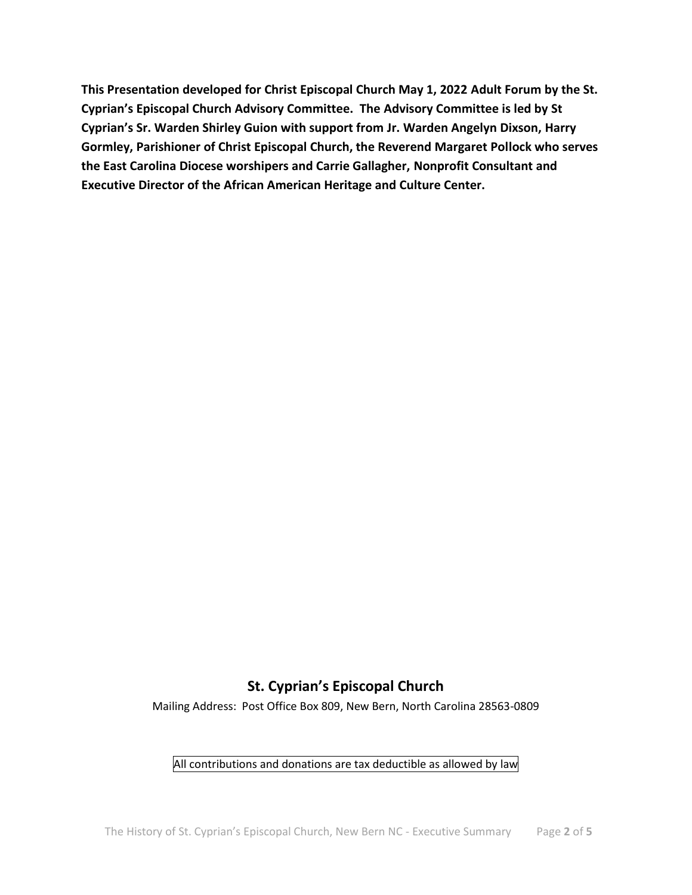**This Presentation developed for Christ Episcopal Church May 1, 2022 Adult Forum by the St. Cyprian's Episcopal Church Advisory Committee. The Advisory Committee is led by St Cyprian's Sr. Warden Shirley Guion with support from Jr. Warden Angelyn Dixson, Harry Gormley, Parishioner of Christ Episcopal Church, the Reverend Margaret Pollock who serves the East Carolina Diocese worshipers and Carrie Gallagher, Nonprofit Consultant and Executive Director of the African American Heritage and Culture Center.**

## St. Cyprian's Episcopal Church

Mailing Address: Post Office Box 809, New Bern, North Carolina 28563-0809

All contributions and donations are tax deductible as allowed by law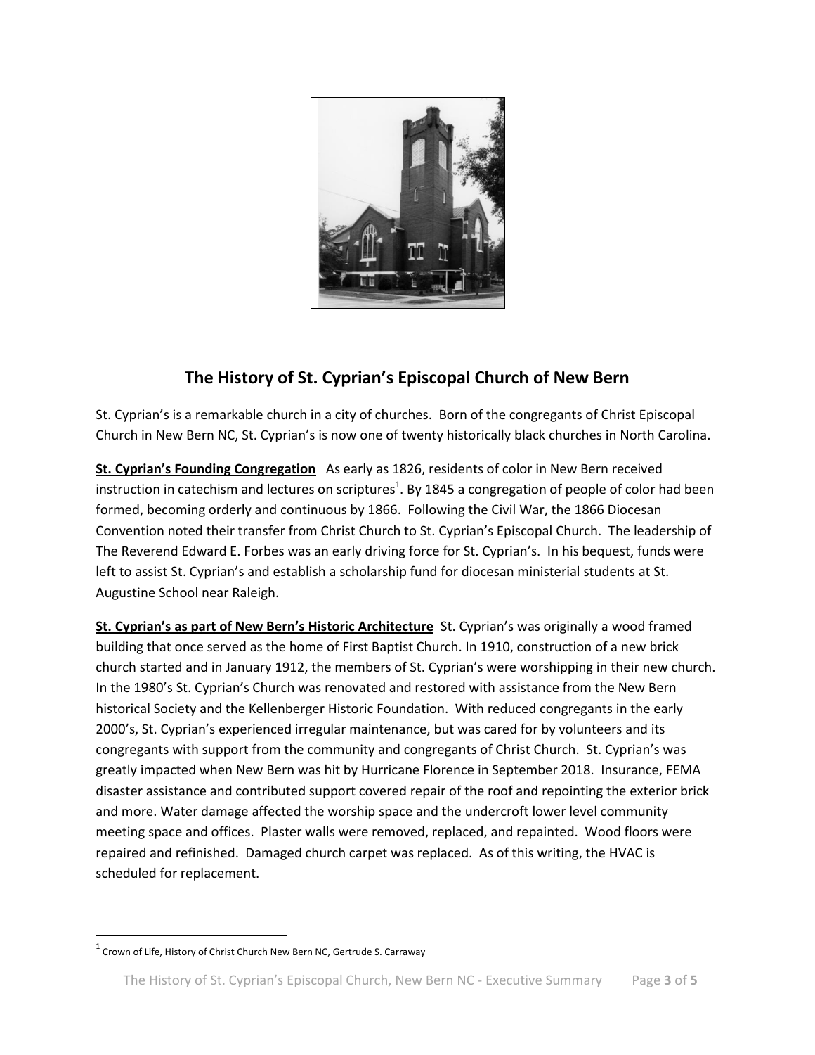# The History of St. Cyprian's Episcopal Church of New Bern

St. Cyprian's is a remarkable church in a city of churches. Born of the congregants of Christ Episcopal Church in New Bern NC, St. Cyprian's is now one of twenty historically black churches in North Carolina.

**St. Cyprian's Founding Congregation** As early as 1826, residents of color in New Bern received instruction in catechism and lectures on scriptures[1]. By 1845 a congregation of people of color had been formed, becoming orderly and continuous by 1866. Following the Civil War, the 1866 Diocesan Convention noted their transfer from Christ Church to St. Cyprian's Episcopal Church. The leadership of The Reverend Edward E. Forbes was an early driving force for St. Cyprian's. In his bequest, funds were left to assist St. Cyprian's and establish a scholarship fund for diocesan ministerial students at St. Augustine School near Raleigh.

**St. Cyprian's as part of New Bern's Historic Architecture** St. Cyprian's was originally a wood framed building that once served as the home of First Baptist Church. In 1910, construction of a new brick church started and in January 1912, the members of St. Cyprian's were worshipping in their new church. In the 1980's St. Cyprian's Church was renovated and restored with assistance from the New Bern historical Society and the Kellenberger Historic Foundation. With reduced congregants in the early 2000's, St. Cyprian's experienced irregular maintenance, but was cared for by volunteers and its congregants with support from the community and congregants of Christ Church. St. Cyprian's was greatly impacted when New Bern was hit by Hurricane Florence in September 2018. Insurance, FEMA disaster assistance and contributed support covered repair of the roof and repointing the exterior brick and more. Water damage affected the worship space and the undercroft lower level community meeting space and offices. Plaster walls were removed, replaced, and repainted. Wood floors were repaired and refinished. Damaged church carpet was replaced. As of this writing, the HVAC is scheduled for replacement.

---

[1] Crown of Life, History of Christ Church New Bern NC, Gertrude S. Carraway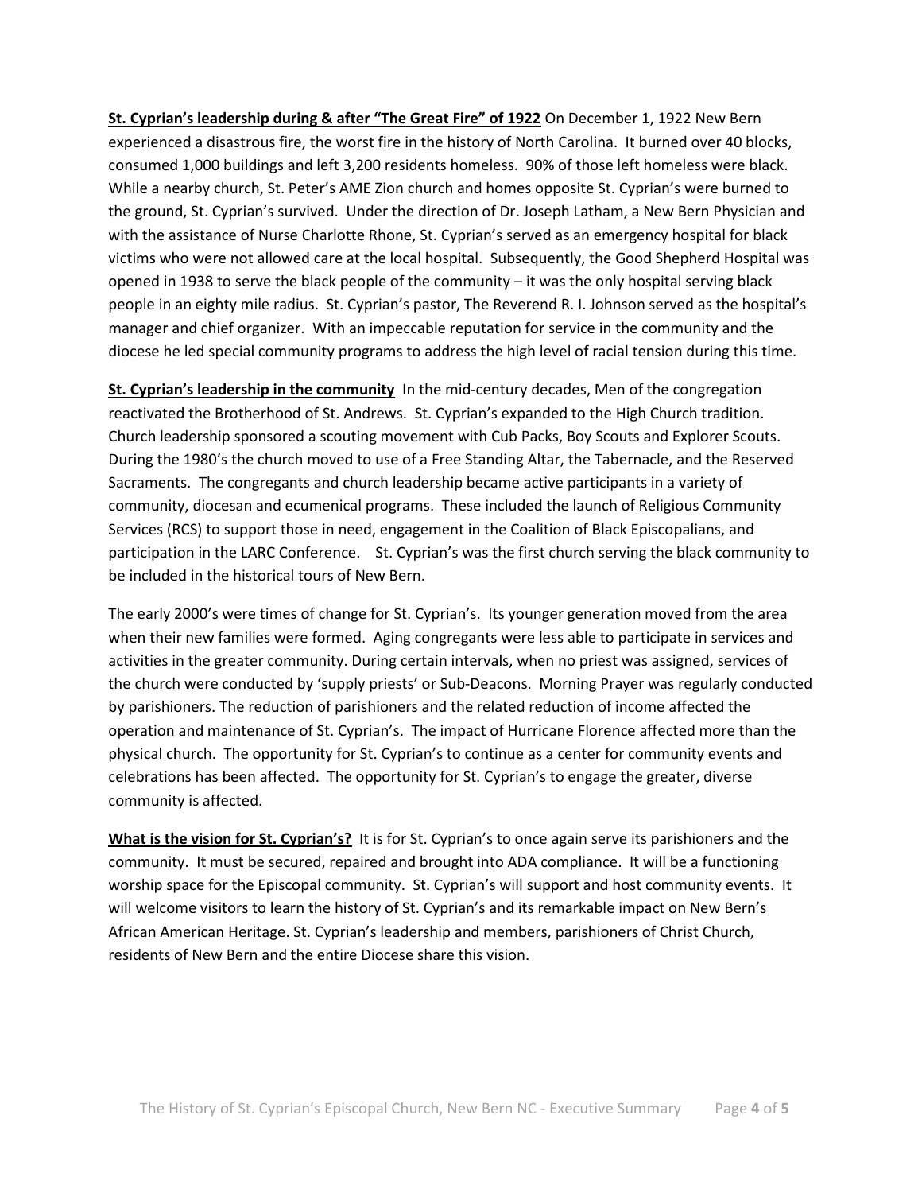**<u>St. Cyprian's leadership during & after "The Great Fire" of 1922</u>** On December 1, 1922 New Bern experienced a disastrous fire, the worst fire in the history of North Carolina. It burned over 40 blocks, consumed 1,000 buildings and left 3,200 residents homeless. 90% of those left homeless were black. While a nearby church, St. Peter's AME Zion church and homes opposite St. Cyprian's were burned to the ground, St. Cyprian's survived. Under the direction of Dr. Joseph Latham, a New Bern Physician and with the assistance of Nurse Charlotte Rhone, St. Cyprian's served as an emergency hospital for black victims who were not allowed care at the local hospital. Subsequently, the Good Shepherd Hospital was opened in 1938 to serve the black people of the community – it was the only hospital serving black people in an eighty mile radius. St. Cyprian's pastor, The Reverend R. I. Johnson served as the hospital's manager and chief organizer. With an impeccable reputation for service in the community and the diocese he led special community programs to address the high level of racial tension during this time.

**<u>St. Cyprian's leadership in the community</u>** In the mid-century decades, Men of the congregation reactivated the Brotherhood of St. Andrews. St. Cyprian's expanded to the High Church tradition. Church leadership sponsored a scouting movement with Cub Packs, Boy Scouts and Explorer Scouts. During the 1980's the church moved to use of a Free Standing Altar, the Tabernacle, and the Reserved Sacraments. The congregants and church leadership became active participants in a variety of community, diocesan and ecumenical programs. These included the launch of Religious Community Services (RCS) to support those in need, engagement in the Coalition of Black Episcopalians, and participation in the LARC Conference. St. Cyprian's was the first church serving the black community to be included in the historical tours of New Bern.

The early 2000's were times of change for St. Cyprian's. Its younger generation moved from the area when their new families were formed. Aging congregants were less able to participate in services and activities in the greater community. During certain intervals, when no priest was assigned, services of the church were conducted by 'supply priests' or Sub-Deacons. Morning Prayer was regularly conducted by parishioners. The reduction of parishioners and the related reduction of income affected the operation and maintenance of St. Cyprian's. The impact of Hurricane Florence affected more than the physical church. The opportunity for St. Cyprian's to continue as a center for community events and celebrations has been affected. The opportunity for St. Cyprian's to engage the greater, diverse community is affected.

**<u>What is the vision for St. Cyprian's?</u>** It is for St. Cyprian's to once again serve its parishioners and the community. It must be secured, repaired and brought into ADA compliance. It will be a functioning worship space for the Episcopal community. St. Cyprian's will support and host community events. It will welcome visitors to learn the history of St. Cyprian's and its remarkable impact on New Bern's African American Heritage. St. Cyprian's leadership and members, parishioners of Christ Church, residents of New Bern and the entire Diocese share this vision.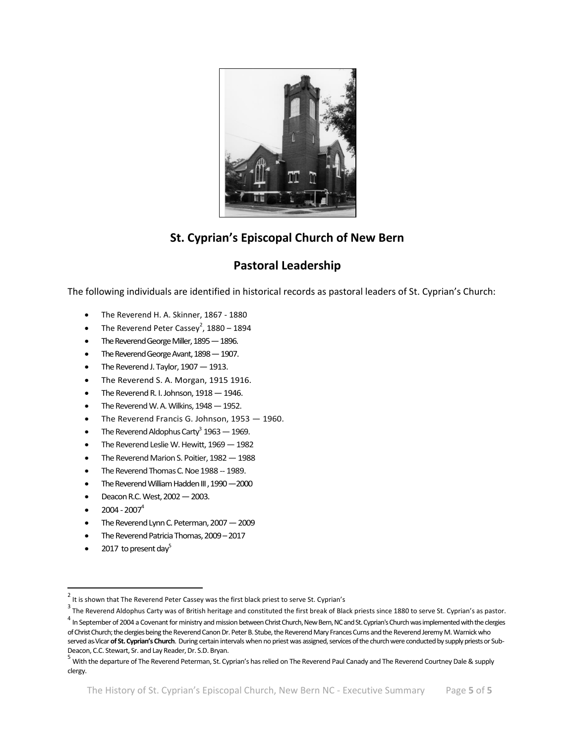## St. Cyprian's Episcopal Church of New Bern

## Pastoral Leadership

The following individuals are identified in historical records as pastoral leaders of St. Cyprian's Church:

- The Reverend H. A. Skinner, 1867 - 1880
- The Reverend Peter Cassey[2], 1880 – 1894
- The Reverend George Miller, 1895 — 1896.
- The Reverend George Avant, 1898 — 1907.
- The Reverend J. Taylor, 1907 — 1913.
- The Reverend S. A. Morgan, 1915 1916.
- The Reverend R. I. Johnson, 1918 — 1946.
- The Reverend W. A. Wilkins, 1948 — 1952.
- The Reverend Francis G. Johnson, 1953 — 1960.
- The Reverend Aldophus Carty[3] 1963 — 1969.
- The Reverend Leslie W. Hewitt, 1969 — 1982
- The Reverend Marion S. Poitier, 1982 — 1988
- The Reverend Thomas C. Noe 1988 -- 1989.
- The Reverend William Hadden III , 1990 —2000
- Deacon R.C. West, 2002 — 2003.
- 2004 - 2007[4]
- The Reverend Lynn C. Peterman, 2007 — 2009
- The Reverend Patricia Thomas, 2009 – 2017
- 2017 to present day[5]

---

[2] It is shown that The Reverend Peter Cassey was the first black priest to serve St. Cyprian's

[3] The Reverend Aldophus Carty was of British heritage and constituted the first break of Black priests since 1880 to serve St. Cyprian's as pastor.

[4] In September of 2004 a Covenant for ministry and mission between Christ Church, New Bern, NC and St. Cyprian's Church was implemented with the clergies of Christ Church; the clergies being the Reverend Canon Dr. Peter B. Stube, the Reverend Mary Frances Curns and the Reverend Jeremy M. Warnick who served as Vicar **of St. Cyprian's Church**. During certain intervals when no priest was assigned, services of the church were conducted by supply priests or Sub-Deacon, C.C. Stewart, Sr. and Lay Reader, Dr. S.D. Bryan.

[5] With the departure of The Reverend Peterman, St. Cyprian's has relied on The Reverend Paul Canady and The Reverend Courtney Dale & supply clergy.